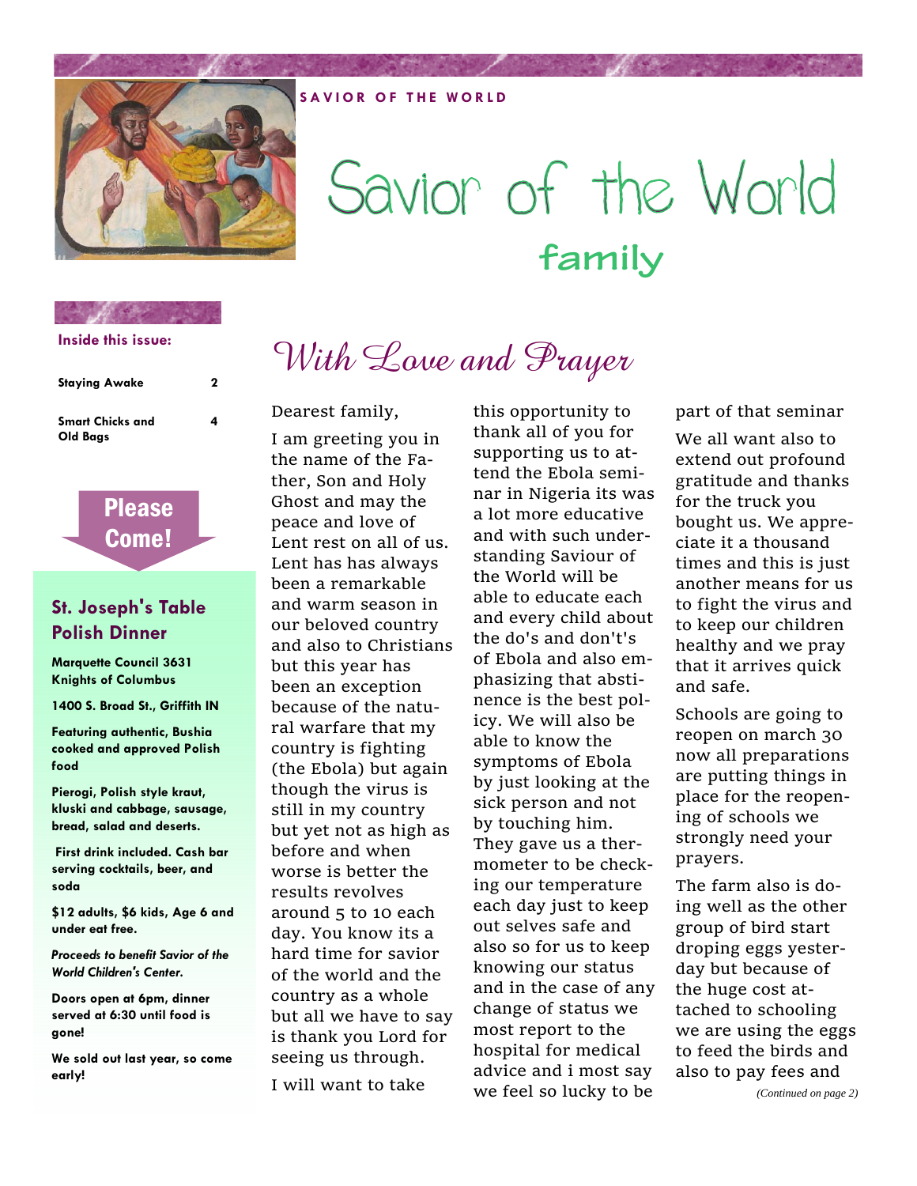SAVIOR OF THE WORLD

# Savior of the World

## family

**Inside this issue:**

| | |
|---|---|
| Staying Awake | 2 |
| Smart Chicks and Old Bags | 4 |

**Please Come!**

### St. Joseph's Table Polish Dinner

**Marquette Council 3631 Knights of Columbus**

**1400 S. Broad St., Griffith IN**

**Featuring authentic, Bushia cooked and approved Polish food**

**Pierogi, Polish style kraut, kluski and cabbage, sausage, bread, salad and deserts.**

**First drink included. Cash bar serving cocktails, beer, and soda**

**$12 adults, $6 kids, Age 6 and under eat free.**

***Proceeds to benefit Savior of the World Children's Center.***

**Doors open at 6pm, dinner served at 6:30 until food is gone!**

**We sold out last year, so come early!**

## *With Love and Prayer*

Dearest family,

I am greeting you in the name of the Father, Son and Holy Ghost and may the peace and love of Lent rest on all of us. Lent has has always been a remarkable and warm season in our beloved country and also to Christians but this year has been an exception because of the natural warfare that my country is fighting (the Ebola) but again though the virus is still in my country but yet not as high as before and when worse is better the results revolves around 5 to 10 each day. You know its a hard time for savior of the world and the country as a whole but all we have to say is thank you Lord for seeing us through.

I will want to take this opportunity to thank all of you for supporting us to attend the Ebola seminar in Nigeria its was a lot more educative and with such understanding Saviour of the World will be able to educate each and every child about the do's and don't's of Ebola and also emphasizing that abstinence is the best policy. We will also be able to know the symptoms of Ebola by just looking at the sick person and not by touching him. They gave us a thermometer to be checking our temperature each day just to keep out selves safe and also so for us to keep knowing our status and in the case of any change of status we most report to the hospital for medical advice and i most say we feel so lucky to be part of that seminar

We all want also to extend out profound gratitude and thanks for the truck you bought us. We appreciate it a thousand times and this is just another means for us to fight the virus and to keep our children healthy and we pray that it arrives quick and safe.

Schools are going to reopen on march 30 now all preparations are putting things in place for the reopening of schools we strongly need your prayers.

The farm also is doing well as the other group of bird start droping eggs yesterday but because of the huge cost attached to schooling we are using the eggs to feed the birds and also to pay fees and

*(Continued on page 2)*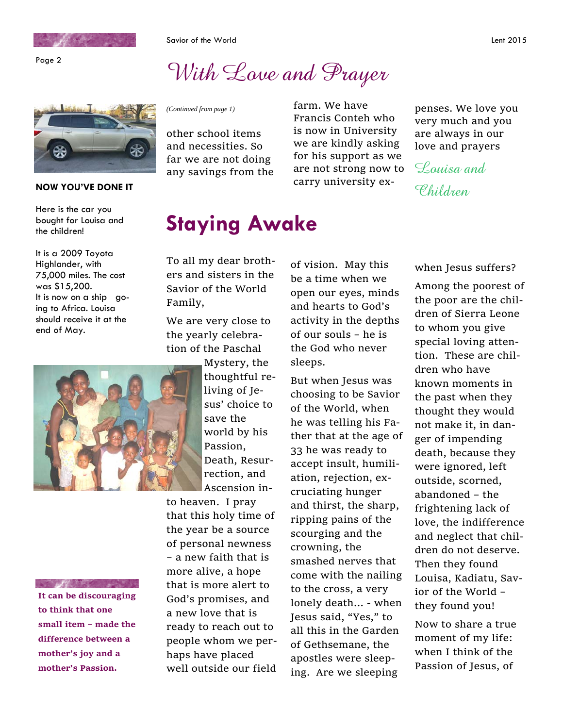# With Love and Prayer

*(Continued from page 1)*

other school items and necessities. So far we are not doing any savings from the farm. We have Francis Conteh who is now in University we are kindly asking for his support as we are not strong now to carry university expenses. We love you very much and you are always in our love and prayers

*Louisa and Children*

**NOW YOU'VE DONE IT**

Here is the car you bought for Louisa and the children!

It is a 2009 Toyota Highlander, with 75,000 miles. The cost was $15,200.
It is now on a ship going to Africa. Louisa should receive it at the end of May.

# Staying Awake

To all my dear brothers and sisters in the Savior of the World Family,

We are very close to the yearly celebration of the Paschal Mystery, the thoughtful reliving of Jesus' choice to save the world by his Passion, Death, Resurrection, and Ascension into heaven. I pray that this holy time of the year be a source of personal newness – a new faith that is more alive, a hope that is more alert to God's promises, and a new love that is ready to reach out to people whom we perhaps have placed well outside our field of vision. May this be a time when we open our eyes, minds and hearts to God's activity in the depths of our souls – he is the God who never sleeps.

But when Jesus was choosing to be Savior of the World, when he was telling his Father that at the age of 33 he was ready to accept insult, humiliation, rejection, excruciating hunger and thirst, the sharp, ripping pains of the scourging and the crowning, the smashed nerves that come with the nailing to the cross, a very lonely death... - when Jesus said, "Yes," to all this in the Garden of Gethsemane, the apostles were sleeping. Are we sleeping when Jesus suffers?

Among the poorest of the poor are the children of Sierra Leone to whom you give special loving attention. These are children who have known moments in the past when they thought they would not make it, in danger of impending death, because they were ignored, left outside, scorned, abandoned – the frightening lack of love, the indifference and neglect that children do not deserve. Then they found Louisa, Kadiatu, Savior of the World – they found you!

Now to share a true moment of my life: when I think of the Passion of Jesus, of

**It can be discouraging to think that one small item – made the difference between a mother's joy and a mother's Passion.**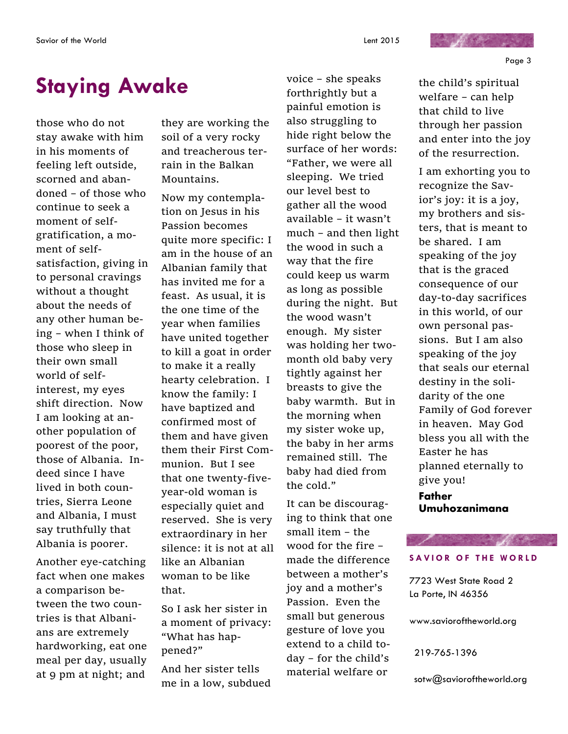# Staying Awake

those who do not stay awake with him in his moments of feeling left outside, scorned and abandoned – of those who continue to seek a moment of self-gratification, a moment of self-satisfaction, giving in to personal cravings without a thought about the needs of any other human being – when I think of those who sleep in their own small world of self-interest, my eyes shift direction. Now I am looking at another population of poorest of the poor, those of Albania. Indeed since I have lived in both countries, Sierra Leone and Albania, I must say truthfully that Albania is poorer.

Another eye-catching fact when one makes a comparison between the two countries is that Albanians are extremely hardworking, eat one meal per day, usually at 9 pm at night; and they are working the soil of a very rocky and treacherous terrain in the Balkan Mountains.

Now my contemplation on Jesus in his Passion becomes quite more specific: I am in the house of an Albanian family that has invited me for a feast. As usual, it is the one time of the year when families have united together to kill a goat in order to make it a really hearty celebration. I know the family: I have baptized and confirmed most of them and have given them their First Communion. But I see that one twenty-five-year-old woman is especially quiet and reserved. She is very extraordinary in her silence: it is not at all like an Albanian woman to be like that.

So I ask her sister in a moment of privacy: "What has happened?"

And her sister tells me in a low, subdued voice – she speaks forthrightly but a painful emotion is also struggling to hide right below the surface of her words: "Father, we were all sleeping. We tried our level best to gather all the wood available – it wasn't much – and then light the wood in such a way that the fire could keep us warm as long as possible during the night. But the wood wasn't enough. My sister was holding her two-month old baby very tightly against her breasts to give the baby warmth. But in the morning when my sister woke up, the baby in her arms remained still. The baby had died from the cold."

It can be discouraging to think that one small item – the wood for the fire – made the difference between a mother's joy and a mother's Passion. Even the small but generous gesture of love you extend to a child today – for the child's material welfare or the child's spiritual welfare – can help that child to live through her passion and enter into the joy of the resurrection.

I am exhorting you to recognize the Savior's joy: it is a joy, my brothers and sisters, that is meant to be shared. I am speaking of the joy that is the graced consequence of our day-to-day sacrifices in this world, of our own personal passions. But I am also speaking of the joy that seals our eternal destiny in the solidarity of the one Family of God forever in heaven. May God bless you all with the Easter he has planned eternally to give you!

**Father Umuhozanimana**

**SAVIOR OF THE WORLD**

7723 West State Road 2
La Porte, IN 46356

www.savioroftheworld.org

219-765-1396

sotw@savioroftheworld.org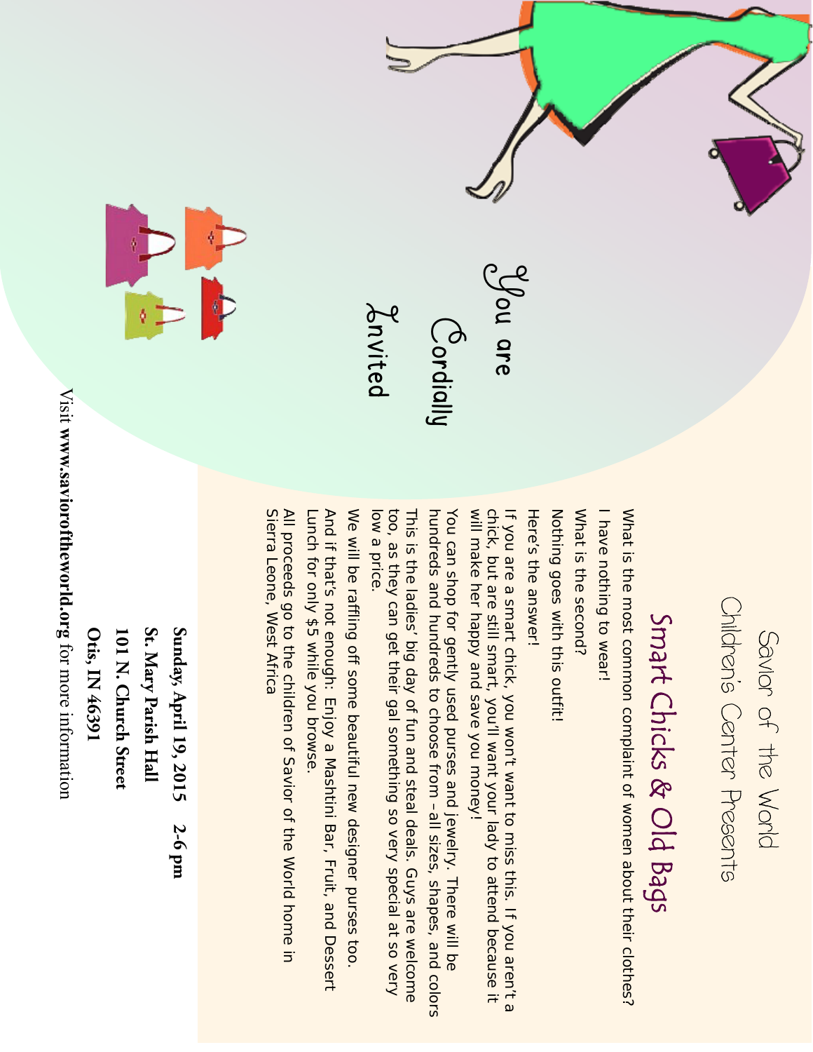Savior of the World Children's Center Presents

# Smart Chicks & Old Bags

What is the most common complaint of women about their clothes?

I have nothing to wear!

What is the second?

Nothing goes with this outfit!

Here's the answer!

If you are a smart chick, you won't want to miss this. If you aren't a chick, but are still smart, you'll want your lady to attend because it will make her happy and save you money!

You can shop for gently used purses and jewelry. There will be hundreds and hundreds to choose from – all sizes, shapes, and colors

This is the ladies' big day of fun and steal deals. Guys are welcome too, as they can get their gal something so very special at so very low a price.

We will be raffling off some beautiful new designer purses too.

And if that's not enough: Enjoy a Mashtini Bar, Fruit, and Dessert Lunch for only $5 while you browse.

All proceeds go to the children of Savior of the World home in Sierra Leone, West Africa

You are Cordially Invited

**Sunday, April 19, 2015 2-6 pm**

**St. Mary Parish Hall**

**101 N. Church Street**

**Otis, IN 46391**

Visit **www.savioroftheworld.org** for more information